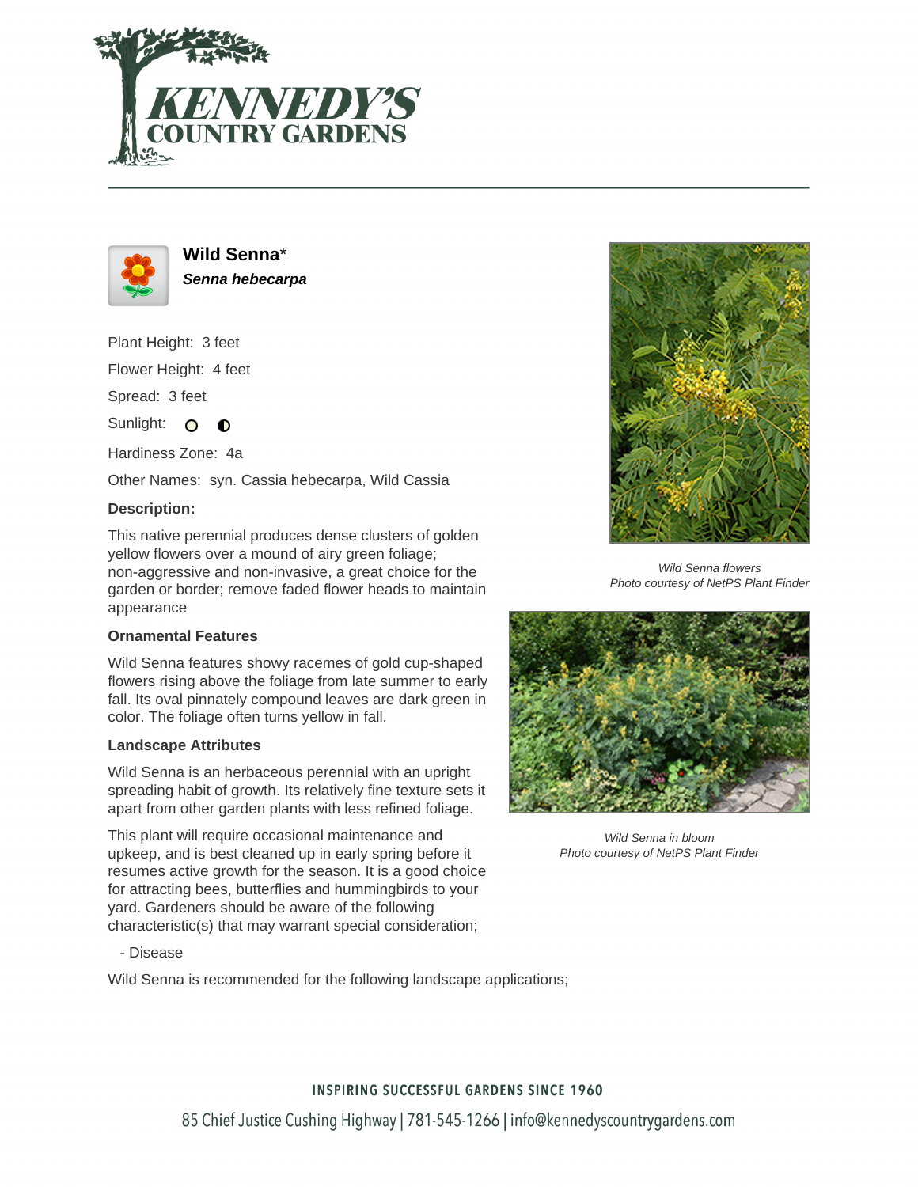## Wild Senna*

***Senna hebecarpa***

Plant Height: 3 feet

Flower Height: 4 feet

Spread: 3 feet

Sunlight:

Hardiness Zone: 4a

Other Names: syn. Cassia hebecarpa, Wild Cassia

**Description:**

This native perennial produces dense clusters of golden yellow flowers over a mound of airy green foliage; non-aggressive and non-invasive, a great choice for the garden or border; remove faded flower heads to maintain appearance

### Ornamental Features

Wild Senna features showy racemes of gold cup-shaped flowers rising above the foliage from late summer to early fall. Its oval pinnately compound leaves are dark green in color. The foliage often turns yellow in fall.

### Landscape Attributes

Wild Senna is an herbaceous perennial with an upright spreading habit of growth. Its relatively fine texture sets it apart from other garden plants with less refined foliage.

This plant will require occasional maintenance and upkeep, and is best cleaned up in early spring before it resumes active growth for the season. It is a good choice for attracting bees, butterflies and hummingbirds to your yard. Gardeners should be aware of the following characteristic(s) that may warrant special consideration;

- Disease

Wild Senna is recommended for the following landscape applications;

*Wild Senna flowers*
*Photo courtesy of NetPS Plant Finder*

*Wild Senna in bloom*
*Photo courtesy of NetPS Plant Finder*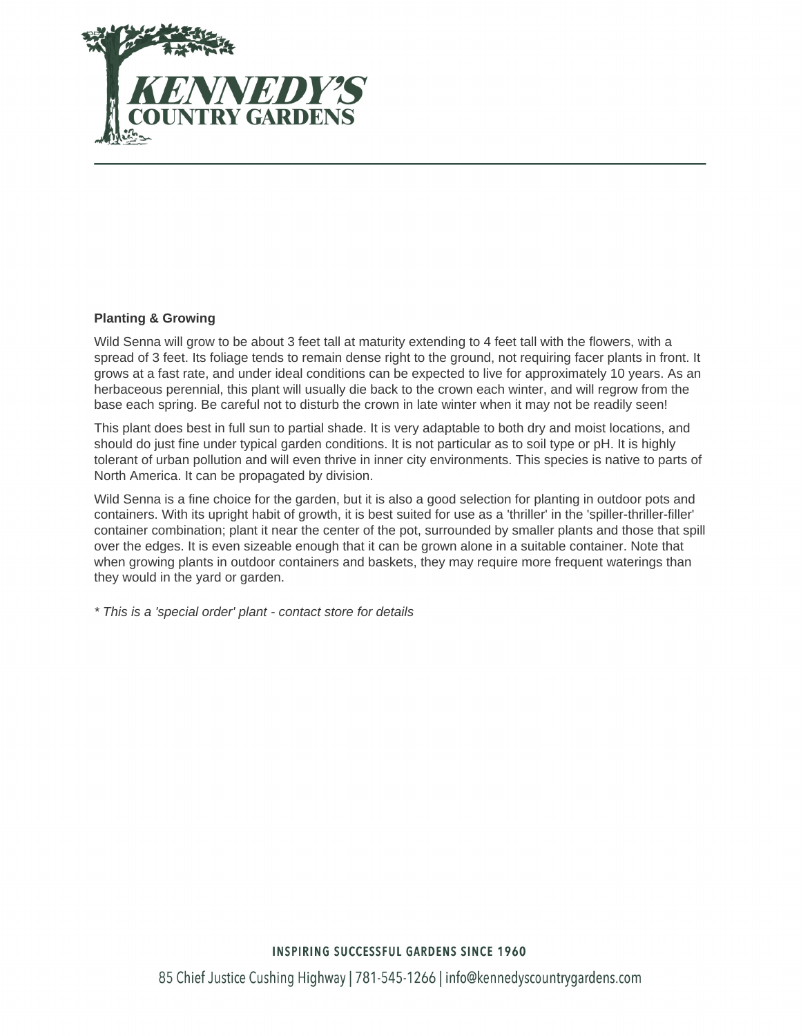**Planting & Growing**

Wild Senna will grow to be about 3 feet tall at maturity extending to 4 feet tall with the flowers, with a spread of 3 feet. Its foliage tends to remain dense right to the ground, not requiring facer plants in front. It grows at a fast rate, and under ideal conditions can be expected to live for approximately 10 years. As an herbaceous perennial, this plant will usually die back to the crown each winter, and will regrow from the base each spring. Be careful not to disturb the crown in late winter when it may not be readily seen!

This plant does best in full sun to partial shade. It is very adaptable to both dry and moist locations, and should do just fine under typical garden conditions. It is not particular as to soil type or pH. It is highly tolerant of urban pollution and will even thrive in inner city environments. This species is native to parts of North America. It can be propagated by division.

Wild Senna is a fine choice for the garden, but it is also a good selection for planting in outdoor pots and containers. With its upright habit of growth, it is best suited for use as a 'thriller' in the 'spiller-thriller-filler' container combination; plant it near the center of the pot, surrounded by smaller plants and those that spill over the edges. It is even sizeable enough that it can be grown alone in a suitable container. Note that when growing plants in outdoor containers and baskets, they may require more frequent waterings than they would in the yard or garden.

*\* This is a 'special order' plant - contact store for details*